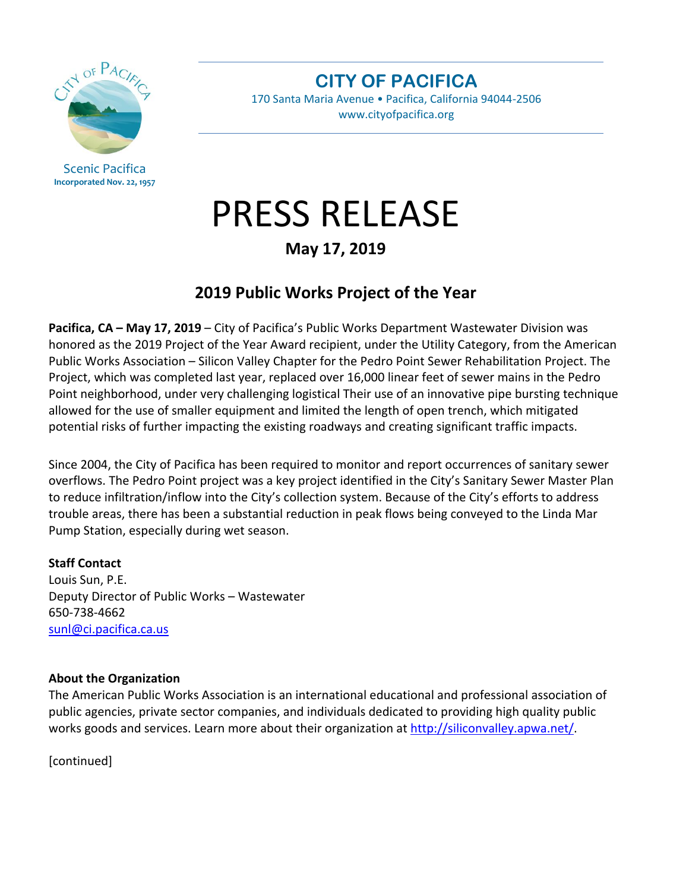Scenic Pacifica
Incorporated Nov. 22, 1957

**CITY OF PACIFICA**
170 Santa Maria Avenue • Pacifica, California 94044-2506
www.cityofpacifica.org

# PRESS RELEASE

**May 17, 2019**

## 2019 Public Works Project of the Year

**Pacifica, CA – May 17, 2019** – City of Pacifica's Public Works Department Wastewater Division was honored as the 2019 Project of the Year Award recipient, under the Utility Category, from the American Public Works Association – Silicon Valley Chapter for the Pedro Point Sewer Rehabilitation Project. The Project, which was completed last year, replaced over 16,000 linear feet of sewer mains in the Pedro Point neighborhood, under very challenging logistical Their use of an innovative pipe bursting technique allowed for the use of smaller equipment and limited the length of open trench, which mitigated potential risks of further impacting the existing roadways and creating significant traffic impacts.

Since 2004, the City of Pacifica has been required to monitor and report occurrences of sanitary sewer overflows. The Pedro Point project was a key project identified in the City's Sanitary Sewer Master Plan to reduce infiltration/inflow into the City's collection system. Because of the City's efforts to address trouble areas, there has been a substantial reduction in peak flows being conveyed to the Linda Mar Pump Station, especially during wet season.

**Staff Contact**
Louis Sun, P.E.
Deputy Director of Public Works – Wastewater
650-738-4662
sunl@ci.pacifica.ca.us

**About the Organization**
The American Public Works Association is an international educational and professional association of public agencies, private sector companies, and individuals dedicated to providing high quality public works goods and services. Learn more about their organization at http://siliconvalley.apwa.net/.

[continued]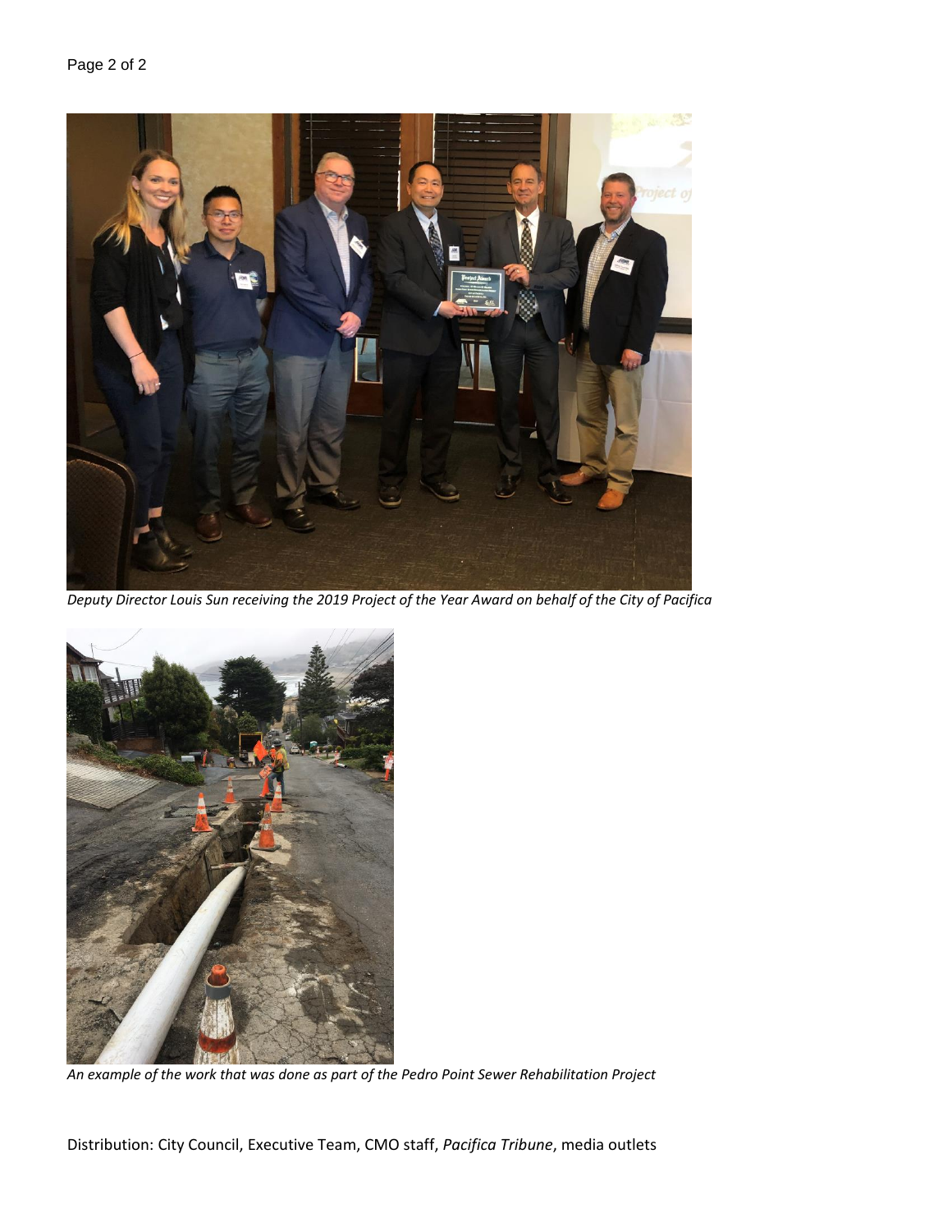*Deputy Director Louis Sun receiving the 2019 Project of the Year Award on behalf of the City of Pacifica*

*An example of the work that was done as part of the Pedro Point Sewer Rehabilitation Project*

Distribution: City Council, Executive Team, CMO staff, *Pacifica Tribune*, media outlets